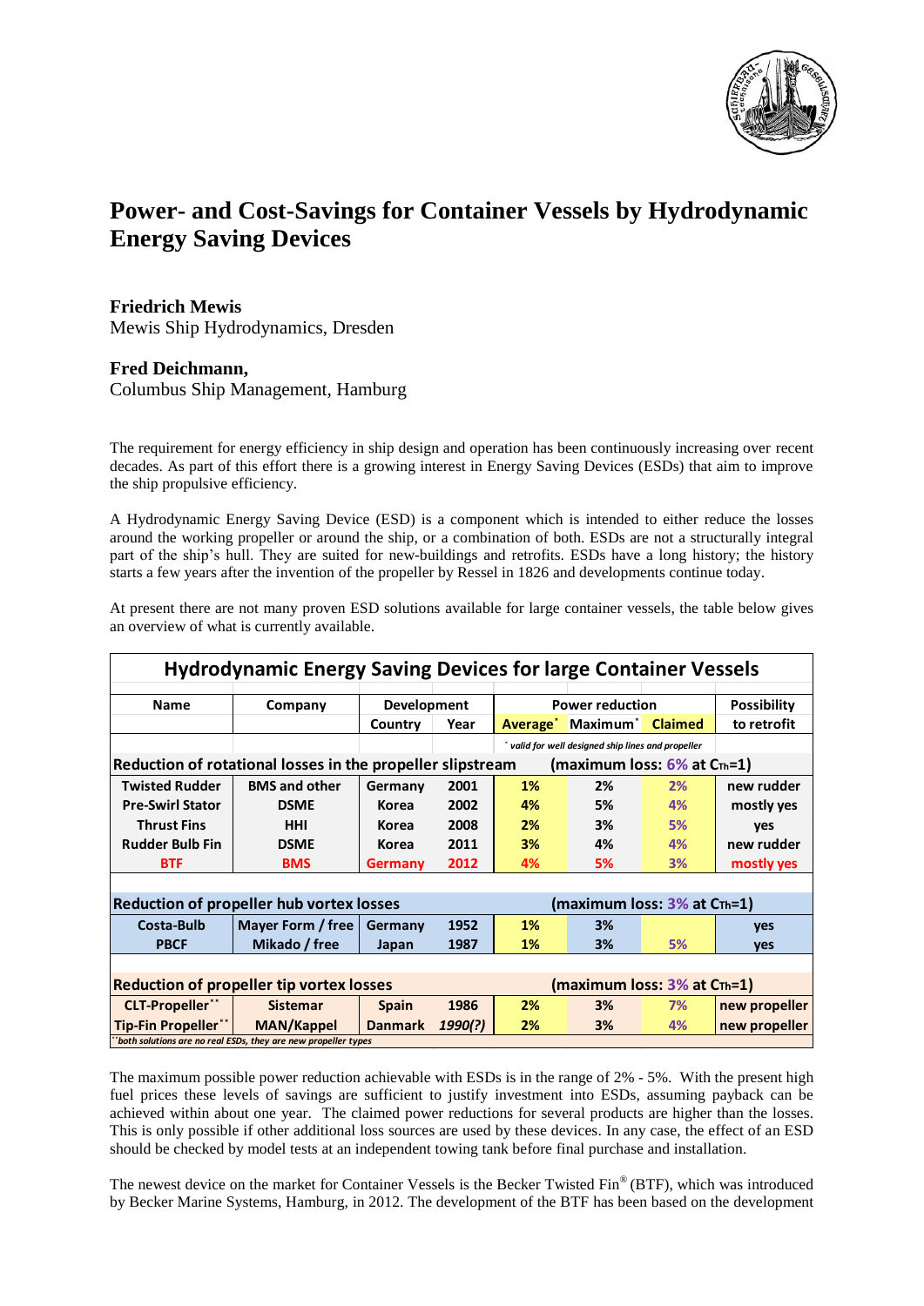// Power- and Cost-Savings for Container Vessels — page 1 of 3

# Power- and Cost-Savings for Container Vessels by Hydrodynamic Energy Saving Devices

**Friedrich Mewis**
Mewis Ship Hydrodynamics, Dresden

**Fred Deichmann,**
Columbus Ship Management, Hamburg

The requirement for energy efficiency in ship design and operation has been continuously increasing over recent decades. As part of this effort there is a growing interest in Energy Saving Devices (ESDs) that aim to improve the ship propulsive efficiency.

A Hydrodynamic Energy Saving Device (ESD) is a component which is intended to either reduce the losses around the working propeller or around the ship, or a combination of both. ESDs are not a structurally integral part of the ship's hull. They are suited for new-buildings and retrofits. ESDs have a long history; the history starts a few years after the invention of the propeller by Ressel in 1826 and developments continue today.

At present there are not many proven ESD solutions available for large container vessels, the table below gives an overview of what is currently available.

**Hydrodynamic Energy Saving Devices for large Container Vessels**

| Name | Company | Development | | Power reduction | | | Possibility |
|---|---|---|---|---|---|---|---|
| | | Country | Year | Average* | Maximum* | Claimed | to retrofit |
| | | | | *valid for well designed ship lines and propeller* | | | |
| **Reduction of rotational losses in the propeller slipstream** | | | | **(maximum loss: 6% at $C_{Th}$=1)** | | | |
| **Twisted Rudder** | **BMS and other** | **Germany** | **2001** | **1%** | **2%** | **2%** | **new rudder** |
| **Pre-Swirl Stator** | **DSME** | **Korea** | **2002** | **4%** | **5%** | **4%** | **mostly yes** |
| **Thrust Fins** | **HHI** | **Korea** | **2008** | **2%** | **3%** | **5%** | **yes** |
| **Rudder Bulb Fin** | **DSME** | **Korea** | **2011** | **3%** | **4%** | **4%** | **new rudder** |
| **BTF** | **BMS** | **Germany** | **2012** | **4%** | **5%** | **3%** | **mostly yes** |
| **Reduction of propeller hub vortex losses** | | | | **(maximum loss: 3% at $C_{Th}$=1)** | | | |
| **Costa-Bulb** | **Mayer Form / free** | **Germany** | **1952** | **1%** | **3%** | | **yes** |
| **PBCF** | **Mikado / free** | **Japan** | **1987** | **1%** | **3%** | **5%** | **yes** |
| **Reduction of propeller tip vortex losses** | | | | **(maximum loss: 3% at $C_{Th}$=1)** | | | |
| **CLT-Propeller**** | **Sistemar** | **Spain** | **1986** | **2%** | **3%** | **7%** | **new propeller** |
| **Tip-Fin Propeller**** | **MAN/Kappel** | **Danmark** | ***1990(?)*** | **2%** | **3%** | **4%** | **new propeller** |

*\*\*both solutions are no real ESDs, they are new propeller types*

The maximum possible power reduction achievable with ESDs is in the range of 2% - 5%. With the present high fuel prices these levels of savings are sufficient to justify investment into ESDs, assuming payback can be achieved within about one year. The claimed power reductions for several products are higher than the losses. This is only possible if other additional loss sources are used by these devices. In any case, the effect of an ESD should be checked by model tests at an independent towing tank before final purchase and installation.

The newest device on the market for Container Vessels is the Becker Twisted Fin® (BTF), which was introduced by Becker Marine Systems, Hamburg, in 2012. The development of the BTF has been based on the development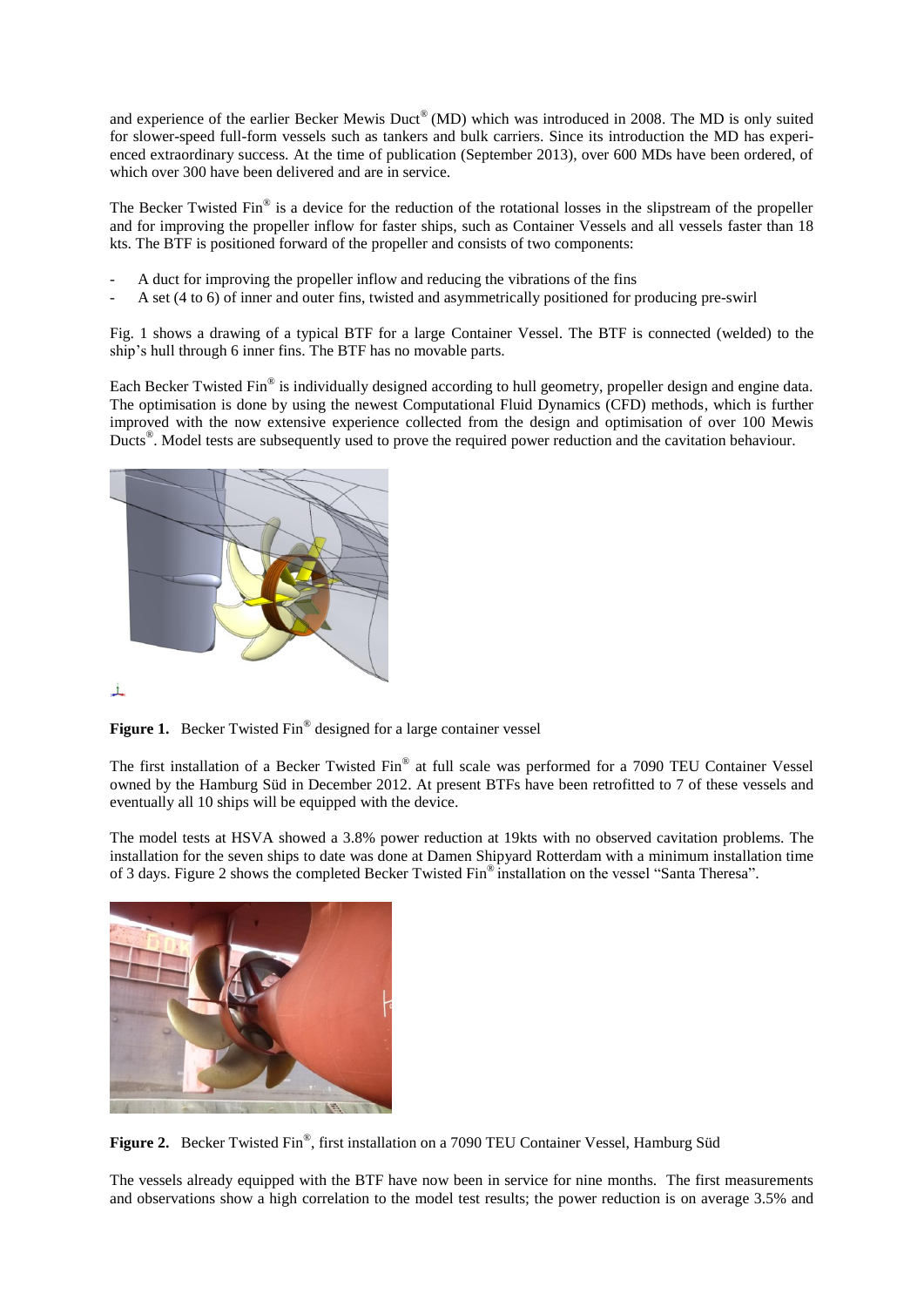and experience of the earlier Becker Mewis Duct® (MD) which was introduced in 2008. The MD is only suited for slower-speed full-form vessels such as tankers and bulk carriers. Since its introduction the MD has experienced extraordinary success. At the time of publication (September 2013), over 600 MDs have been ordered, of which over 300 have been delivered and are in service.

The Becker Twisted Fin® is a device for the reduction of the rotational losses in the slipstream of the propeller and for improving the propeller inflow for faster ships, such as Container Vessels and all vessels faster than 18 kts. The BTF is positioned forward of the propeller and consists of two components:

- A duct for improving the propeller inflow and reducing the vibrations of the fins
- A set (4 to 6) of inner and outer fins, twisted and asymmetrically positioned for producing pre-swirl

Fig. 1 shows a drawing of a typical BTF for a large Container Vessel. The BTF is connected (welded) to the ship's hull through 6 inner fins. The BTF has no movable parts.

Each Becker Twisted Fin® is individually designed according to hull geometry, propeller design and engine data. The optimisation is done by using the newest Computational Fluid Dynamics (CFD) methods, which is further improved with the now extensive experience collected from the design and optimisation of over 100 Mewis Ducts®. Model tests are subsequently used to prove the required power reduction and the cavitation behaviour.

**Figure 1.** Becker Twisted Fin® designed for a large container vessel

The first installation of a Becker Twisted Fin® at full scale was performed for a 7090 TEU Container Vessel owned by the Hamburg Süd in December 2012. At present BTFs have been retrofitted to 7 of these vessels and eventually all 10 ships will be equipped with the device.

The model tests at HSVA showed a 3.8% power reduction at 19kts with no observed cavitation problems. The installation for the seven ships to date was done at Damen Shipyard Rotterdam with a minimum installation time of 3 days. Figure 2 shows the completed Becker Twisted Fin® installation on the vessel "Santa Theresa".

**Figure 2.** Becker Twisted Fin®, first installation on a 7090 TEU Container Vessel, Hamburg Süd

The vessels already equipped with the BTF have now been in service for nine months. The first measurements and observations show a high correlation to the model test results; the power reduction is on average 3.5% and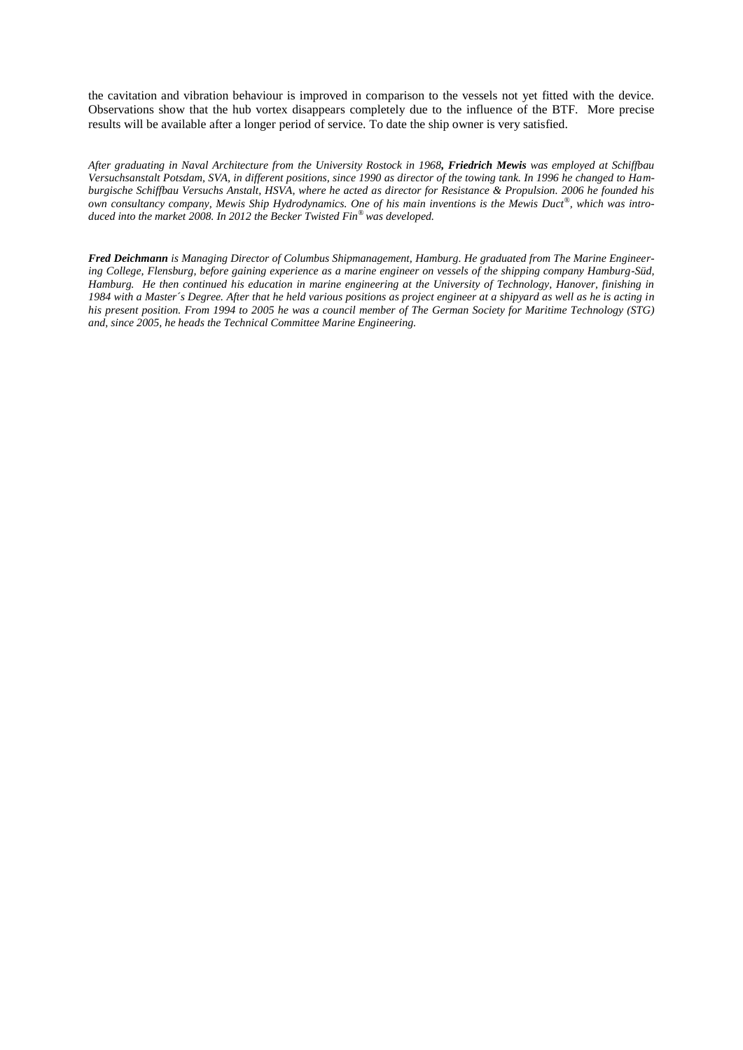the cavitation and vibration behaviour is improved in comparison to the vessels not yet fitted with the device. Observations show that the hub vortex disappears completely due to the influence of the BTF. More precise results will be available after a longer period of service. To date the ship owner is very satisfied.

*After graduating in Naval Architecture from the University Rostock in 1968,* ***Friedrich Mewis*** *was employed at Schiffbau Versuchsanstalt Potsdam, SVA, in different positions, since 1990 as director of the towing tank. In 1996 he changed to Hamburgische Schiffbau Versuchs Anstalt, HSVA, where he acted as director for Resistance & Propulsion. 2006 he founded his own consultancy company, Mewis Ship Hydrodynamics. One of his main inventions is the Mewis Duct®, which was introduced into the market 2008. In 2012 the Becker Twisted Fin® was developed.*

***Fred Deichmann*** *is Managing Director of Columbus Shipmanagement, Hamburg. He graduated from The Marine Engineering College, Flensburg, before gaining experience as a marine engineer on vessels of the shipping company Hamburg-Süd, Hamburg. He then continued his education in marine engineering at the University of Technology, Hanover, finishing in 1984 with a Master´s Degree. After that he held various positions as project engineer at a shipyard as well as he is acting in his present position. From 1994 to 2005 he was a council member of The German Society for Maritime Technology (STG) and, since 2005, he heads the Technical Committee Marine Engineering.*